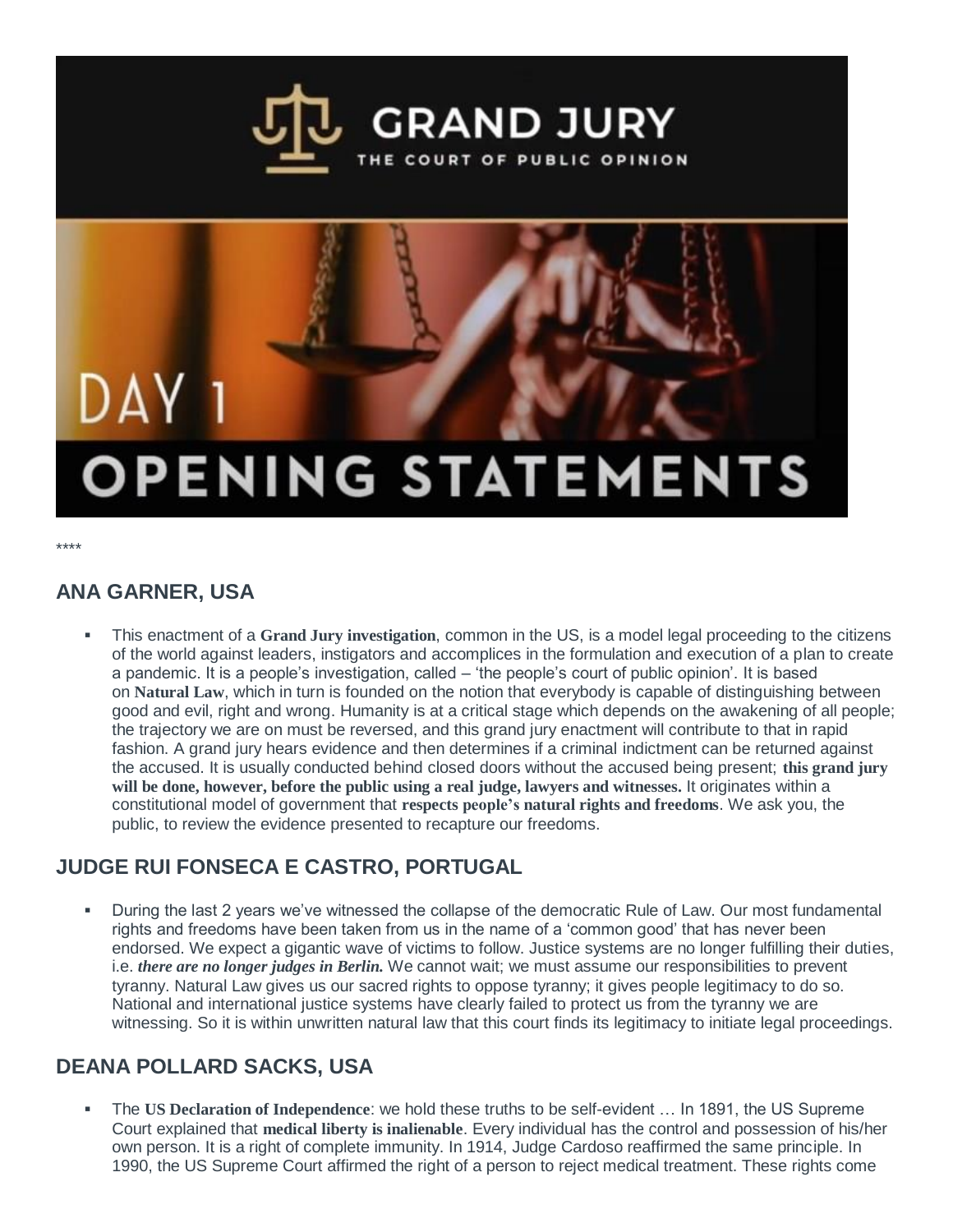\*\*\*\*

## ANA GARNER, USA

- This enactment of a **Grand Jury investigation**, common in the US, is a model legal proceeding to the citizens of the world against leaders, instigators and accomplices in the formulation and execution of a plan to create a pandemic. It is a people's investigation, called – 'the people's court of public opinion'. It is based on **Natural Law**, which in turn is founded on the notion that everybody is capable of distinguishing between good and evil, right and wrong. Humanity is at a critical stage which depends on the awakening of all people; the trajectory we are on must be reversed, and this grand jury enactment will contribute to that in rapid fashion. A grand jury hears evidence and then determines if a criminal indictment can be returned against the accused. It is usually conducted behind closed doors without the accused being present; **this grand jury will be done, however, before the public using a real judge, lawyers and witnesses.** It originates within a constitutional model of government that **respects people's natural rights and freedoms**. We ask you, the public, to review the evidence presented to recapture our freedoms.

## JUDGE RUI FONSECA E CASTRO, PORTUGAL

- During the last 2 years we've witnessed the collapse of the democratic Rule of Law. Our most fundamental rights and freedoms have been taken from us in the name of a 'common good' that has never been endorsed. We expect a gigantic wave of victims to follow. Justice systems are no longer fulfilling their duties, i.e. ***there are no longer judges in Berlin.*** We cannot wait; we must assume our responsibilities to prevent tyranny. Natural Law gives us our sacred rights to oppose tyranny; it gives people legitimacy to do so. National and international justice systems have clearly failed to protect us from the tyranny we are witnessing. So it is within unwritten natural law that this court finds its legitimacy to initiate legal proceedings.

## DEANA POLLARD SACKS, USA

- The **US Declaration of Independence**: we hold these truths to be self-evident … In 1891, the US Supreme Court explained that **medical liberty is inalienable**. Every individual has the control and possession of his/her own person. It is a right of complete immunity. In 1914, Judge Cardoso reaffirmed the same principle. In 1990, the US Supreme Court affirmed the right of a person to reject medical treatment. These rights come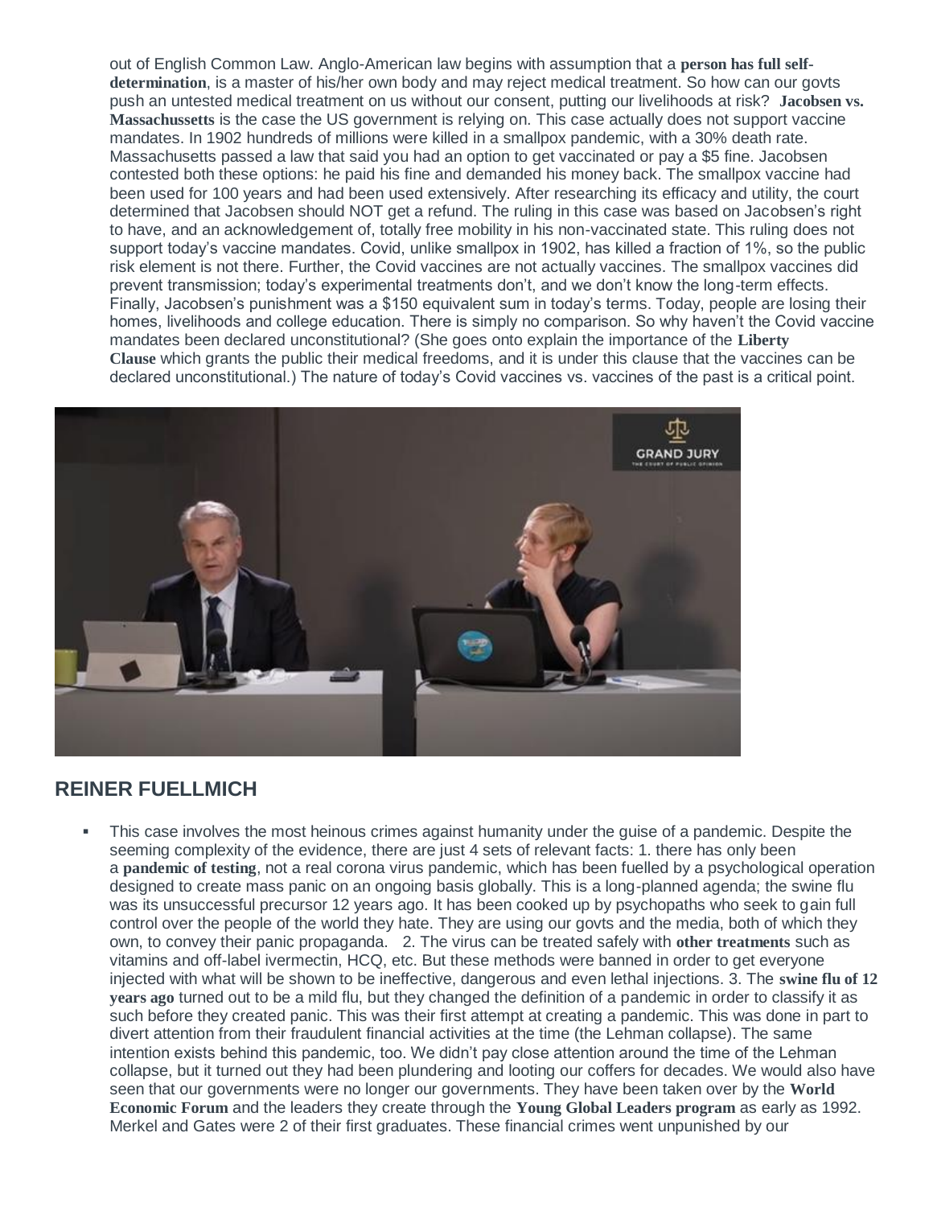out of English Common Law. Anglo-American law begins with assumption that a **person has full self-determination**, is a master of his/her own body and may reject medical treatment. So how can our govts push an untested medical treatment on us without our consent, putting our livelihoods at risk? **Jacobsen vs. Massachussetts** is the case the US government is relying on. This case actually does not support vaccine mandates. In 1902 hundreds of millions were killed in a smallpox pandemic, with a 30% death rate. Massachusetts passed a law that said you had an option to get vaccinated or pay a $5 fine. Jacobsen contested both these options: he paid his fine and demanded his money back. The smallpox vaccine had been used for 100 years and had been used extensively. After researching its efficacy and utility, the court determined that Jacobsen should NOT get a refund. The ruling in this case was based on Jacobsen's right to have, and an acknowledgement of, totally free mobility in his non-vaccinated state. This ruling does not support today's vaccine mandates. Covid, unlike smallpox in 1902, has killed a fraction of 1%, so the public risk element is not there. Further, the Covid vaccines are not actually vaccines. The smallpox vaccines did prevent transmission; today's experimental treatments don't, and we don't know the long-term effects. Finally, Jacobsen's punishment was a $150 equivalent sum in today's terms. Today, people are losing their homes, livelihoods and college education. There is simply no comparison. So why haven't the Covid vaccine mandates been declared unconstitutional? (She goes onto explain the importance of the **Liberty Clause** which grants the public their medical freedoms, and it is under this clause that the vaccines can be declared unconstitutional.) The nature of today's Covid vaccines vs. vaccines of the past is a critical point.

## REINER FUELLMICH

- This case involves the most heinous crimes against humanity under the guise of a pandemic. Despite the seeming complexity of the evidence, there are just 4 sets of relevant facts: 1. there has only been a **pandemic of testing**, not a real corona virus pandemic, which has been fuelled by a psychological operation designed to create mass panic on an ongoing basis globally. This is a long-planned agenda; the swine flu was its unsuccessful precursor 12 years ago. It has been cooked up by psychopaths who seek to gain full control over the people of the world they hate. They are using our govts and the media, both of which they own, to convey their panic propaganda. 2. The virus can be treated safely with **other treatments** such as vitamins and off-label ivermectin, HCQ, etc. But these methods were banned in order to get everyone injected with what will be shown to be ineffective, dangerous and even lethal injections. 3. The **swine flu of 12 years ago** turned out to be a mild flu, but they changed the definition of a pandemic in order to classify it as such before they created panic. This was their first attempt at creating a pandemic. This was done in part to divert attention from their fraudulent financial activities at the time (the Lehman collapse). The same intention exists behind this pandemic, too. We didn't pay close attention around the time of the Lehman collapse, but it turned out they had been plundering and looting our coffers for decades. We would also have seen that our governments were no longer our governments. They have been taken over by the **World Economic Forum** and the leaders they create through the **Young Global Leaders program** as early as 1992. Merkel and Gates were 2 of their first graduates. These financial crimes went unpunished by our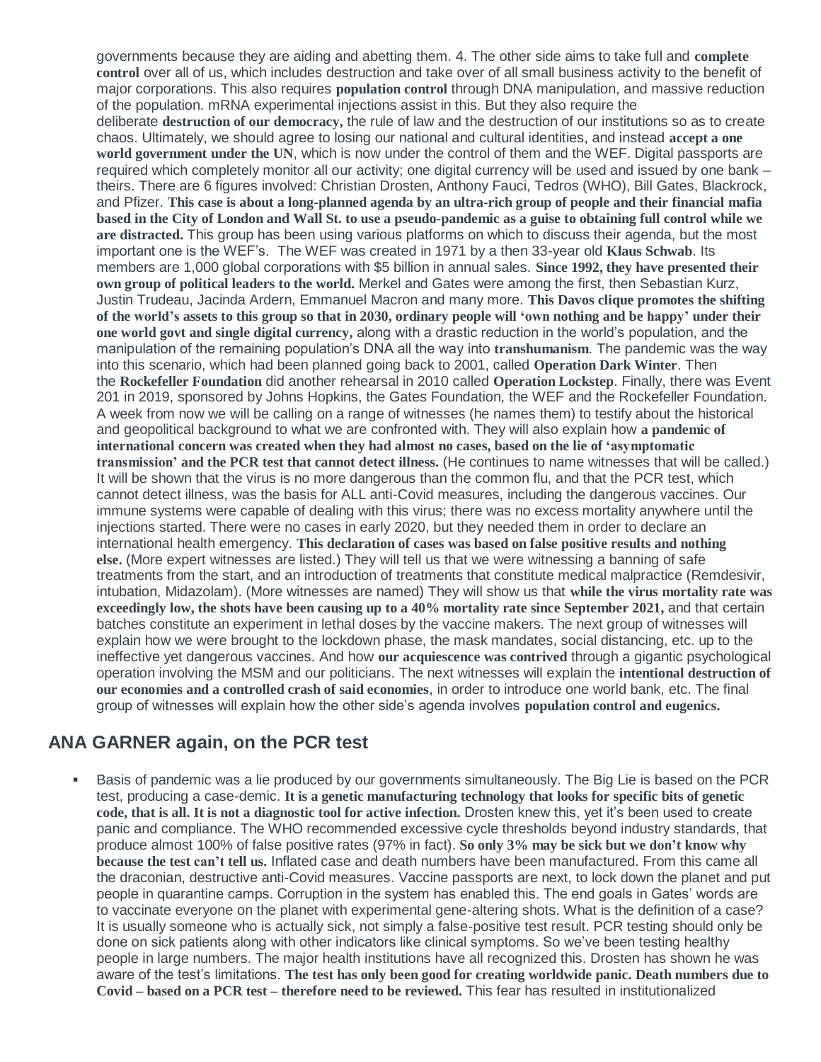governments because they are aiding and abetting them. 4. The other side aims to take full and **complete control** over all of us, which includes destruction and take over of all small business activity to the benefit of major corporations. This also requires **population control** through DNA manipulation, and massive reduction of the population. mRNA experimental injections assist in this. But they also require the deliberate **destruction of our democracy,** the rule of law and the destruction of our institutions so as to create chaos. Ultimately, we should agree to losing our national and cultural identities, and instead **accept a one world government under the UN**, which is now under the control of them and the WEF. Digital passports are required which completely monitor all our activity; one digital currency will be used and issued by one bank – theirs. There are 6 figures involved: Christian Drosten, Anthony Fauci, Tedros (WHO), Bill Gates, Blackrock, and Pfizer. **This case is about a long-planned agenda by an ultra-rich group of people and their financial mafia based in the City of London and Wall St. to use a pseudo-pandemic as a guise to obtaining full control while we are distracted.** This group has been using various platforms on which to discuss their agenda, but the most important one is the WEF's. The WEF was created in 1971 by a then 33-year old **Klaus Schwab**. Its members are 1,000 global corporations with $5 billion in annual sales. **Since 1992, they have presented their own group of political leaders to the world.** Merkel and Gates were among the first, then Sebastian Kurz, Justin Trudeau, Jacinda Ardern, Emmanuel Macron and many more. **This Davos clique promotes the shifting of the world's assets to this group so that in 2030, ordinary people will 'own nothing and be happy' under their one world govt and single digital currency,** along with a drastic reduction in the world's population, and the manipulation of the remaining population's DNA all the way into **transhumanism**. The pandemic was the way into this scenario, which had been planned going back to 2001, called **Operation Dark Winter**. Then the **Rockefeller Foundation** did another rehearsal in 2010 called **Operation Lockstep**. Finally, there was Event 201 in 2019, sponsored by Johns Hopkins, the Gates Foundation, the WEF and the Rockefeller Foundation. A week from now we will be calling on a range of witnesses (he names them) to testify about the historical and geopolitical background to what we are confronted with. They will also explain how **a pandemic of international concern was created when they had almost no cases, based on the lie of 'asymptomatic transmission' and the PCR test that cannot detect illness.** (He continues to name witnesses that will be called.) It will be shown that the virus is no more dangerous than the common flu, and that the PCR test, which cannot detect illness, was the basis for ALL anti-Covid measures, including the dangerous vaccines. Our immune systems were capable of dealing with this virus; there was no excess mortality anywhere until the injections started. There were no cases in early 2020, but they needed them in order to declare an international health emergency. **This declaration of cases was based on false positive results and nothing else.** (More expert witnesses are listed.) They will tell us that we were witnessing a banning of safe treatments from the start, and an introduction of treatments that constitute medical malpractice (Remdesivir, intubation, Midazolam). (More witnesses are named) They will show us that **while the virus mortality rate was exceedingly low, the shots have been causing up to a 40% mortality rate since September 2021,** and that certain batches constitute an experiment in lethal doses by the vaccine makers. The next group of witnesses will explain how we were brought to the lockdown phase, the mask mandates, social distancing, etc. up to the ineffective yet dangerous vaccines. And how **our acquiescence was contrived** through a gigantic psychological operation involving the MSM and our politicians. The next witnesses will explain the **intentional destruction of our economies and a controlled crash of said economies**, in order to introduce one world bank, etc. The final group of witnesses will explain how the other side's agenda involves **population control and eugenics.**

## ANA GARNER again, on the PCR test

- Basis of pandemic was a lie produced by our governments simultaneously. The Big Lie is based on the PCR test, producing a case-demic. **It is a genetic manufacturing technology that looks for specific bits of genetic code, that is all. It is not a diagnostic tool for active infection.** Drosten knew this, yet it's been used to create panic and compliance. The WHO recommended excessive cycle thresholds beyond industry standards, that produce almost 100% of false positive rates (97% in fact). **So only 3% may be sick but we don't know why because the test can't tell us.** Inflated case and death numbers have been manufactured. From this came all the draconian, destructive anti-Covid measures. Vaccine passports are next, to lock down the planet and put people in quarantine camps. Corruption in the system has enabled this. The end goals in Gates' words are to vaccinate everyone on the planet with experimental gene-altering shots. What is the definition of a case? It is usually someone who is actually sick, not simply a false-positive test result. PCR testing should only be done on sick patients along with other indicators like clinical symptoms. So we've been testing healthy people in large numbers. The major health institutions have all recognized this. Drosten has shown he was aware of the test's limitations. **The test has only been good for creating worldwide panic. Death numbers due to Covid – based on a PCR test – therefore need to be reviewed.** This fear has resulted in institutionalized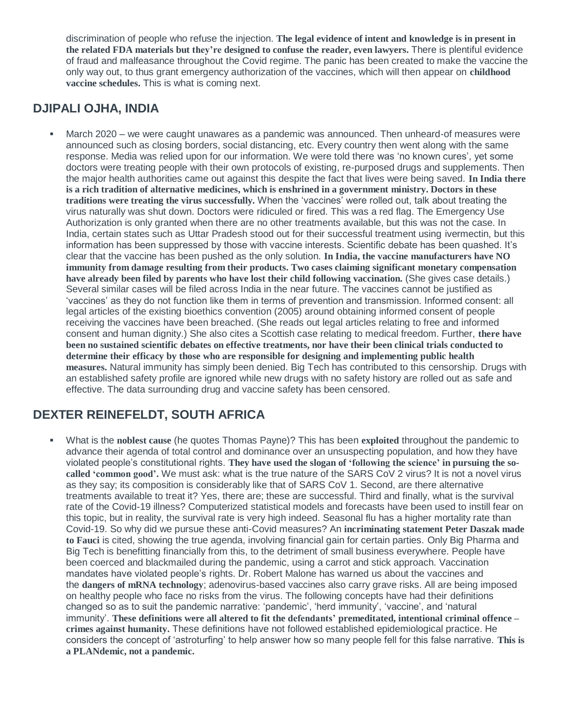discrimination of people who refuse the injection. **The legal evidence of intent and knowledge is in present in the related FDA materials but they're designed to confuse the reader, even lawyers.** There is plentiful evidence of fraud and malfeasance throughout the Covid regime. The panic has been created to make the vaccine the only way out, to thus grant emergency authorization of the vaccines, which will then appear on **childhood vaccine schedules.** This is what is coming next.

## DJIPALI OJHA, INDIA

- March 2020 – we were caught unawares as a pandemic was announced. Then unheard-of measures were announced such as closing borders, social distancing, etc. Every country then went along with the same response. Media was relied upon for our information. We were told there was 'no known cures', yet some doctors were treating people with their own protocols of existing, re-purposed drugs and supplements. Then the major health authorities came out against this despite the fact that lives were being saved. **In India there is a rich tradition of alternative medicines, which is enshrined in a government ministry. Doctors in these traditions were treating the virus successfully.** When the 'vaccines' were rolled out, talk about treating the virus naturally was shut down. Doctors were ridiculed or fired. This was a red flag. The Emergency Use Authorization is only granted when there are no other treatments available, but this was not the case. In India, certain states such as Uttar Pradesh stood out for their successful treatment using ivermectin, but this information has been suppressed by those with vaccine interests. Scientific debate has been quashed. It's clear that the vaccine has been pushed as the only solution. **In India, the vaccine manufacturers have NO immunity from damage resulting from their products. Two cases claiming significant monetary compensation have already been filed by parents who have lost their child following vaccination.** (She gives case details.) Several similar cases will be filed across India in the near future. The vaccines cannot be justified as 'vaccines' as they do not function like them in terms of prevention and transmission. Informed consent: all legal articles of the existing bioethics convention (2005) around obtaining informed consent of people receiving the vaccines have been breached. (She reads out legal articles relating to free and informed consent and human dignity.) She also cites a Scottish case relating to medical freedom. Further, **there have been no sustained scientific debates on effective treatments, nor have their been clinical trials conducted to determine their efficacy by those who are responsible for designing and implementing public health measures.** Natural immunity has simply been denied. Big Tech has contributed to this censorship. Drugs with an established safety profile are ignored while new drugs with no safety history are rolled out as safe and effective. The data surrounding drug and vaccine safety has been censored.

## DEXTER REINEFELDT, SOUTH AFRICA

- What is the **noblest cause** (he quotes Thomas Payne)? This has been **exploited** throughout the pandemic to advance their agenda of total control and dominance over an unsuspecting population, and how they have violated people's constitutional rights. **They have used the slogan of 'following the science' in pursuing the so-called 'common good'.** We must ask: what is the true nature of the SARS CoV 2 virus? It is not a novel virus as they say; its composition is considerably like that of SARS CoV 1. Second, are there alternative treatments available to treat it? Yes, there are; these are successful. Third and finally, what is the survival rate of the Covid-19 illness? Computerized statistical models and forecasts have been used to instill fear on this topic, but in reality, the survival rate is very high indeed. Seasonal flu has a higher mortality rate than Covid-19. So why did we pursue these anti-Covid measures? An **incriminating statement Peter Daszak made to Fauci** is cited, showing the true agenda, involving financial gain for certain parties. Only Big Pharma and Big Tech is benefitting financially from this, to the detriment of small business everywhere. People have been coerced and blackmailed during the pandemic, using a carrot and stick approach. Vaccination mandates have violated people's rights. Dr. Robert Malone has warned us about the vaccines and the **dangers of mRNA technology**; adenovirus-based vaccines also carry grave risks. All are being imposed on healthy people who face no risks from the virus. The following concepts have had their definitions changed so as to suit the pandemic narrative: 'pandemic', 'herd immunity', 'vaccine', and 'natural immunity'. **These definitions were all altered to fit the defendants' premeditated, intentional criminal offence – crimes against humanity.** These definitions have not followed established epidemiological practice. He considers the concept of 'astroturfing' to help answer how so many people fell for this false narrative. **This is a PLANdemic, not a pandemic.**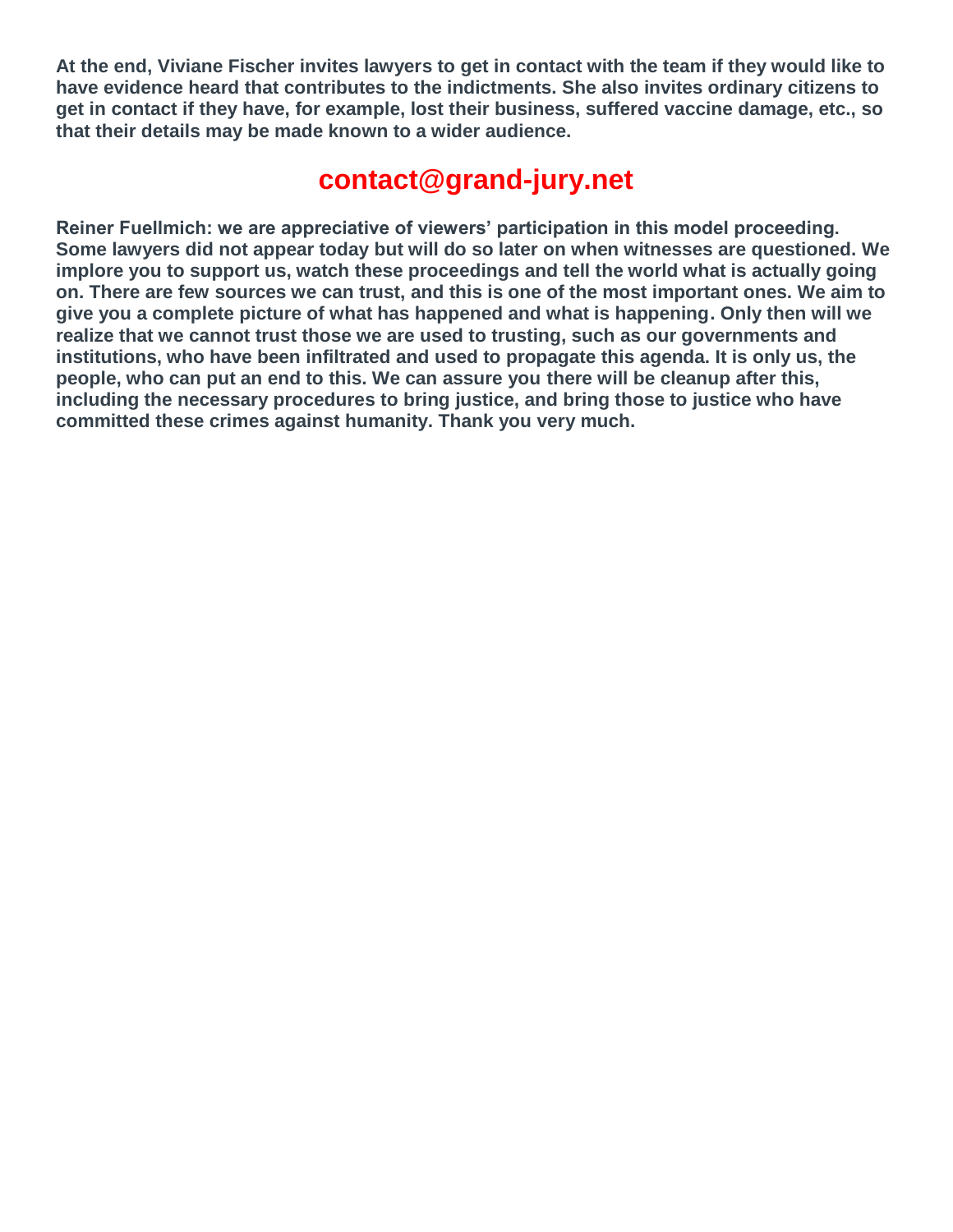**At the end, Viviane Fischer invites lawyers to get in contact with the team if they would like to have evidence heard that contributes to the indictments. She also invites ordinary citizens to get in contact if they have, for example, lost their business, suffered vaccine damage, etc., so that their details may be made known to a wider audience.**

## contact@grand-jury.net

**Reiner Fuellmich: we are appreciative of viewers' participation in this model proceeding. Some lawyers did not appear today but will do so later on when witnesses are questioned. We implore you to support us, watch these proceedings and tell the world what is actually going on. There are few sources we can trust, and this is one of the most important ones. We aim to give you a complete picture of what has happened and what is happening. Only then will we realize that we cannot trust those we are used to trusting, such as our governments and institutions, who have been infiltrated and used to propagate this agenda. It is only us, the people, who can put an end to this. We can assure you there will be cleanup after this, including the necessary procedures to bring justice, and bring those to justice who have committed these crimes against humanity. Thank you very much.**